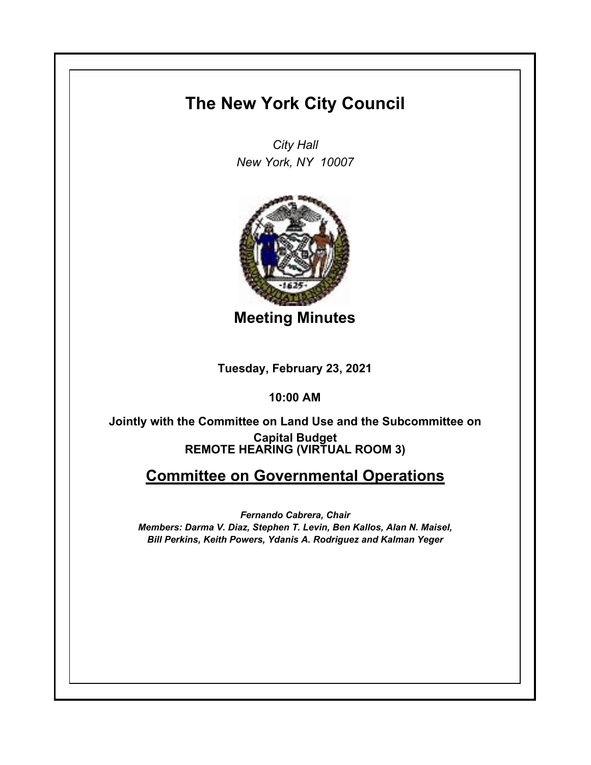# The New York City Council

*City Hall*
*New York, NY 10007*

## Meeting Minutes

**Tuesday, February 23, 2021**

**10:00 AM**

**Jointly with the Committee on Land Use and the Subcommittee on Capital Budget**
**REMOTE HEARING (VIRTUAL ROOM 3)**

## Committee on Governmental Operations

***Fernando Cabrera, Chair***
***Members: Darma V. Diaz, Stephen T. Levin, Ben Kallos, Alan N. Maisel, Bill Perkins, Keith Powers, Ydanis A. Rodriguez and Kalman Yeger***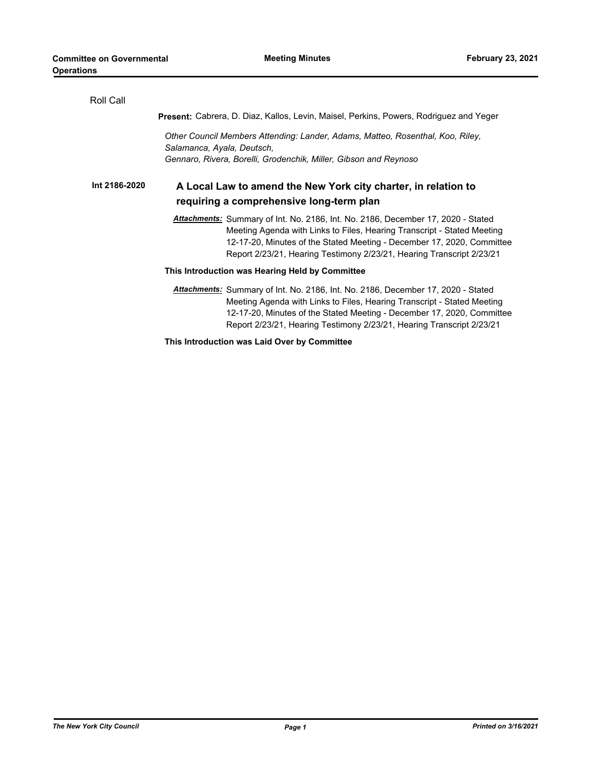Roll Call

**Present:** Cabrera, D. Diaz, Kallos, Levin, Maisel, Perkins, Powers, Rodriguez and Yeger

*Other Council Members Attending: Lander, Adams, Matteo, Rosenthal, Koo, Riley, Salamanca, Ayala, Deutsch, Gennaro, Rivera, Borelli, Grodenchik, Miller, Gibson and Reynoso*

**Int 2186-2020** **A Local Law to amend the New York city charter, in relation to requiring a comprehensive long-term plan**

***Attachments:*** Summary of Int. No. 2186, Int. No. 2186, December 17, 2020 - Stated Meeting Agenda with Links to Files, Hearing Transcript - Stated Meeting 12-17-20, Minutes of the Stated Meeting - December 17, 2020, Committee Report 2/23/21, Hearing Testimony 2/23/21, Hearing Transcript 2/23/21

**This Introduction was Hearing Held by Committee**

***Attachments:*** Summary of Int. No. 2186, Int. No. 2186, December 17, 2020 - Stated Meeting Agenda with Links to Files, Hearing Transcript - Stated Meeting 12-17-20, Minutes of the Stated Meeting - December 17, 2020, Committee Report 2/23/21, Hearing Testimony 2/23/21, Hearing Transcript 2/23/21

**This Introduction was Laid Over by Committee**